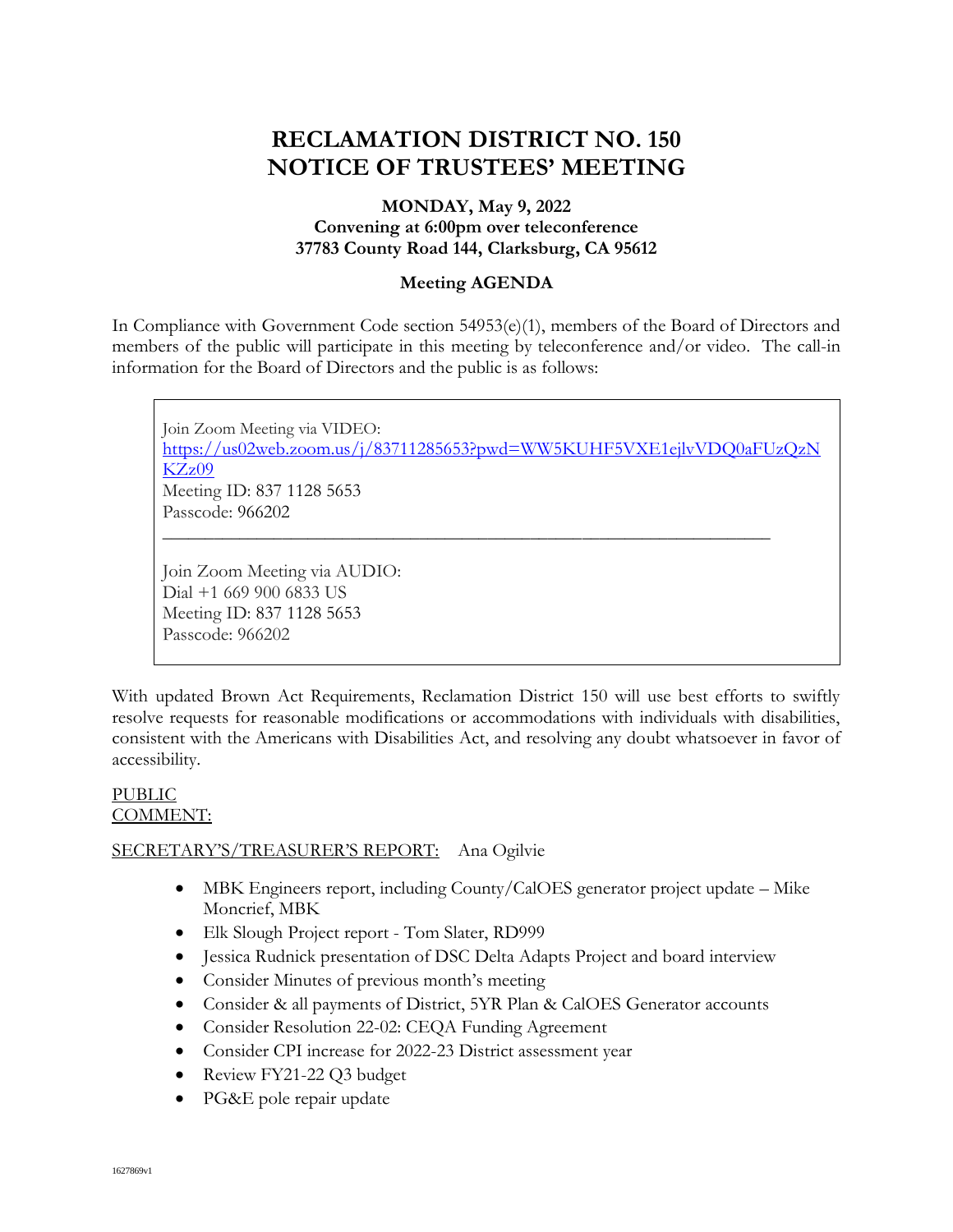# RECLAMATION DISTRICT NO. 150
# NOTICE OF TRUSTEES' MEETING

**MONDAY, May 9, 2022**
**Convening at 6:00pm over teleconference**
**37783 County Road 144, Clarksburg, CA 95612**

**Meeting AGENDA**

In Compliance with Government Code section 54953(e)(1), members of the Board of Directors and members of the public will participate in this meeting by teleconference and/or video. The call-in information for the Board of Directors and the public is as follows:

> Join Zoom Meeting via VIDEO:
> [https://us02web.zoom.us/j/83711285653?pwd=WW5KUHF5VXE1ejlvVDQ0aFUzQzNKZz09](https://us02web.zoom.us/j/83711285653?pwd=WW5KUHF5VXE1ejlvVDQ0aFUzQzNKZz09)
> Meeting ID: 837 1128 5653
> Passcode: 966202
>
> ---
>
> Join Zoom Meeting via AUDIO:
> Dial +1 669 900 6833 US
> Meeting ID: 837 1128 5653
> Passcode: 966202

With updated Brown Act Requirements, Reclamation District 150 will use best efforts to swiftly resolve requests for reasonable modifications or accommodations with individuals with disabilities, consistent with the Americans with Disabilities Act, and resolving any doubt whatsoever in favor of accessibility.

PUBLIC COMMENT:

SECRETARY'S/TREASURER'S REPORT: Ana Ogilvie

- MBK Engineers report, including County/CalOES generator project update – Mike Moncrief, MBK
- Elk Slough Project report - Tom Slater, RD999
- Jessica Rudnick presentation of DSC Delta Adapts Project and board interview
- Consider Minutes of previous month's meeting
- Consider & all payments of District, 5YR Plan & CalOES Generator accounts
- Consider Resolution 22-02: CEQA Funding Agreement
- Consider CPI increase for 2022-23 District assessment year
- Review FY21-22 Q3 budget
- PG&E pole repair update

1627869v1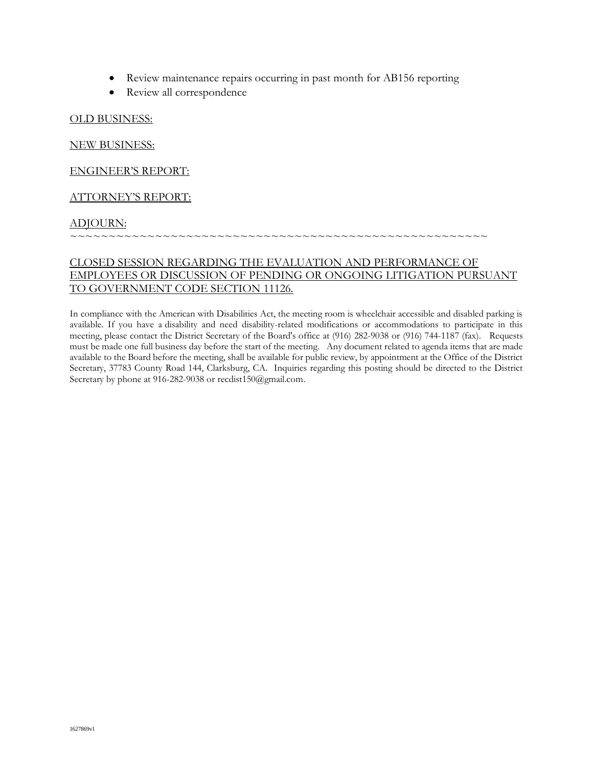- Review maintenance repairs occurring in past month for AB156 reporting
- Review all correspondence

OLD BUSINESS:

NEW BUSINESS:

ENGINEER'S REPORT:

ATTORNEY'S REPORT:

ADJOURN:

~~~~~~~~~~~~~~~~~~~~~~~~~~~~~~~~~~~~~~~~~~~~~~~~~~~~~~

CLOSED SESSION REGARDING THE EVALUATION AND PERFORMANCE OF EMPLOYEES OR DISCUSSION OF PENDING OR ONGOING LITIGATION PURSUANT TO GOVERNMENT CODE SECTION 11126.

In compliance with the American with Disabilities Act, the meeting room is wheelchair accessible and disabled parking is available. If you have a disability and need disability-related modifications or accommodations to participate in this meeting, please contact the District Secretary of the Board's office at (916) 282-9038 or (916) 744-1187 (fax). Requests must be made one full business day before the start of the meeting. Any document related to agenda items that are made available to the Board before the meeting, shall be available for public review, by appointment at the Office of the District Secretary, 37783 County Road 144, Clarksburg, CA. Inquiries regarding this posting should be directed to the District Secretary by phone at 916-282-9038 or recdist150@gmail.com.

1627869v1